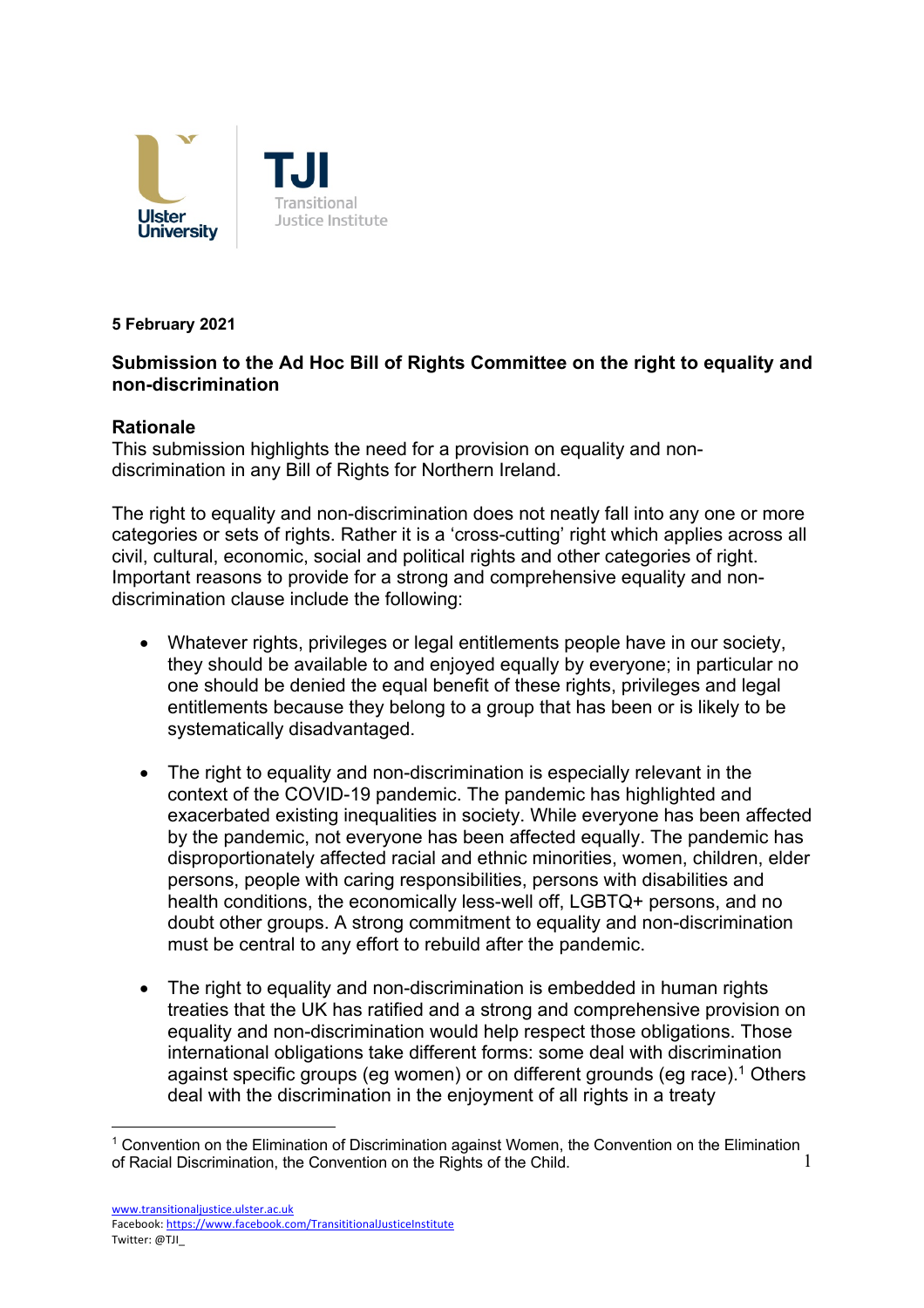**5 February 2021**

**Submission to the Ad Hoc Bill of Rights Committee on the right to equality and non-discrimination**

## Rationale

This submission highlights the need for a provision on equality and non-discrimination in any Bill of Rights for Northern Ireland.

The right to equality and non-discrimination does not neatly fall into any one or more categories or sets of rights. Rather it is a 'cross-cutting' right which applies across all civil, cultural, economic, social and political rights and other categories of right. Important reasons to provide for a strong and comprehensive equality and non-discrimination clause include the following:

- Whatever rights, privileges or legal entitlements people have in our society, they should be available to and enjoyed equally by everyone; in particular no one should be denied the equal benefit of these rights, privileges and legal entitlements because they belong to a group that has been or is likely to be systematically disadvantaged.

- The right to equality and non-discrimination is especially relevant in the context of the COVID-19 pandemic. The pandemic has highlighted and exacerbated existing inequalities in society. While everyone has been affected by the pandemic, not everyone has been affected equally. The pandemic has disproportionately affected racial and ethnic minorities, women, children, elder persons, people with caring responsibilities, persons with disabilities and health conditions, the economically less-well off, LGBTQ+ persons, and no doubt other groups. A strong commitment to equality and non-discrimination must be central to any effort to rebuild after the pandemic.

- The right to equality and non-discrimination is embedded in human rights treaties that the UK has ratified and a strong and comprehensive provision on equality and non-discrimination would help respect those obligations. Those international obligations take different forms: some deal with discrimination against specific groups (eg women) or on different grounds (eg race).[1] Others deal with the discrimination in the enjoyment of all rights in a treaty

---

[1] Convention on the Elimination of Discrimination against Women, the Convention on the Elimination of Racial Discrimination, the Convention on the Rights of the Child.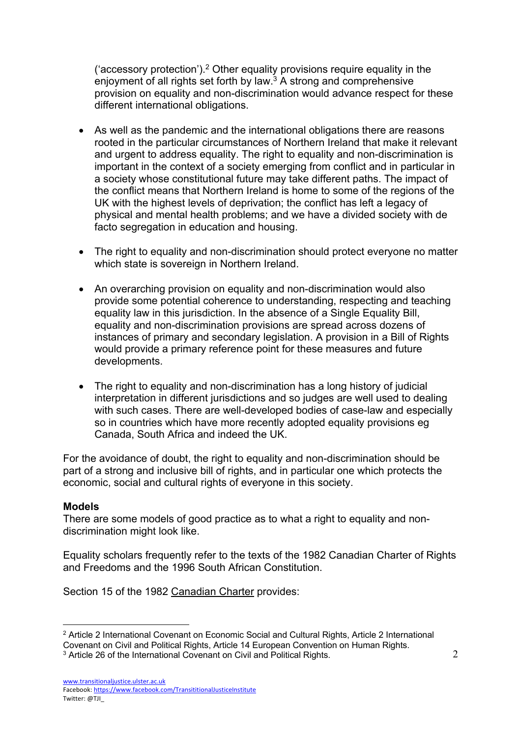('accessory protection').[2] Other equality provisions require equality in the enjoyment of all rights set forth by law.[3] A strong and comprehensive provision on equality and non-discrimination would advance respect for these different international obligations.

- As well as the pandemic and the international obligations there are reasons rooted in the particular circumstances of Northern Ireland that make it relevant and urgent to address equality. The right to equality and non-discrimination is important in the context of a society emerging from conflict and in particular in a society whose constitutional future may take different paths. The impact of the conflict means that Northern Ireland is home to some of the regions of the UK with the highest levels of deprivation; the conflict has left a legacy of physical and mental health problems; and we have a divided society with de facto segregation in education and housing.

- The right to equality and non-discrimination should protect everyone no matter which state is sovereign in Northern Ireland.

- An overarching provision on equality and non-discrimination would also provide some potential coherence to understanding, respecting and teaching equality law in this jurisdiction. In the absence of a Single Equality Bill, equality and non-discrimination provisions are spread across dozens of instances of primary and secondary legislation. A provision in a Bill of Rights would provide a primary reference point for these measures and future developments.

- The right to equality and non-discrimination has a long history of judicial interpretation in different jurisdictions and so judges are well used to dealing with such cases. There are well-developed bodies of case-law and especially so in countries which have more recently adopted equality provisions eg Canada, South Africa and indeed the UK.

For the avoidance of doubt, the right to equality and non-discrimination should be part of a strong and inclusive bill of rights, and in particular one which protects the economic, social and cultural rights of everyone in this society.

**Models**

There are some models of good practice as to what a right to equality and non-discrimination might look like.

Equality scholars frequently refer to the texts of the 1982 Canadian Charter of Rights and Freedoms and the 1996 South African Constitution.

Section 15 of the 1982 Canadian Charter provides:

[2] Article 2 International Covenant on Economic Social and Cultural Rights, Article 2 International Covenant on Civil and Political Rights, Article 14 European Convention on Human Rights.

[3] Article 26 of the International Covenant on Civil and Political Rights.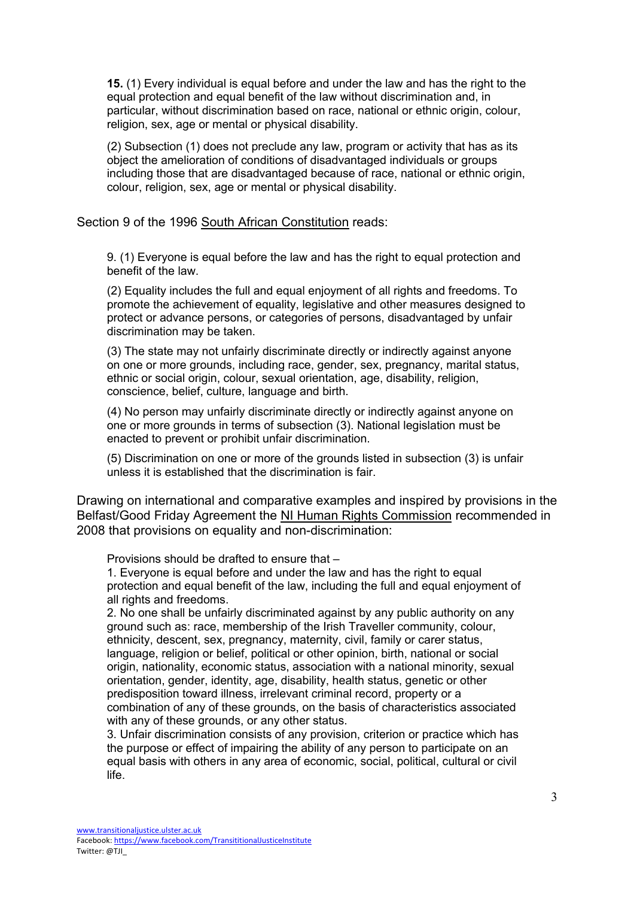> **15.** (1) Every individual is equal before and under the law and has the right to the equal protection and equal benefit of the law without discrimination and, in particular, without discrimination based on race, national or ethnic origin, colour, religion, sex, age or mental or physical disability.
>
> (2) Subsection (1) does not preclude any law, program or activity that has as its object the amelioration of conditions of disadvantaged individuals or groups including those that are disadvantaged because of race, national or ethnic origin, colour, religion, sex, age or mental or physical disability.

Section 9 of the 1996 South African Constitution reads:

> 9. (1) Everyone is equal before the law and has the right to equal protection and benefit of the law.
>
> (2) Equality includes the full and equal enjoyment of all rights and freedoms. To promote the achievement of equality, legislative and other measures designed to protect or advance persons, or categories of persons, disadvantaged by unfair discrimination may be taken.
>
> (3) The state may not unfairly discriminate directly or indirectly against anyone on one or more grounds, including race, gender, sex, pregnancy, marital status, ethnic or social origin, colour, sexual orientation, age, disability, religion, conscience, belief, culture, language and birth.
>
> (4) No person may unfairly discriminate directly or indirectly against anyone on one or more grounds in terms of subsection (3). National legislation must be enacted to prevent or prohibit unfair discrimination.
>
> (5) Discrimination on one or more of the grounds listed in subsection (3) is unfair unless it is established that the discrimination is fair.

Drawing on international and comparative examples and inspired by provisions in the Belfast/Good Friday Agreement the NI Human Rights Commission recommended in 2008 that provisions on equality and non-discrimination:

> Provisions should be drafted to ensure that –
>
> 1. Everyone is equal before and under the law and has the right to equal protection and equal benefit of the law, including the full and equal enjoyment of all rights and freedoms.
> 2. No one shall be unfairly discriminated against by any public authority on any ground such as: race, membership of the Irish Traveller community, colour, ethnicity, descent, sex, pregnancy, maternity, civil, family or carer status, language, religion or belief, political or other opinion, birth, national or social origin, nationality, economic status, association with a national minority, sexual orientation, gender, identity, age, disability, health status, genetic or other predisposition toward illness, irrelevant criminal record, property or a combination of any of these grounds, on the basis of characteristics associated with any of these grounds, or any other status.
> 3. Unfair discrimination consists of any provision, criterion or practice which has the purpose or effect of impairing the ability of any person to participate on an equal basis with others in any area of economic, social, political, cultural or civil life.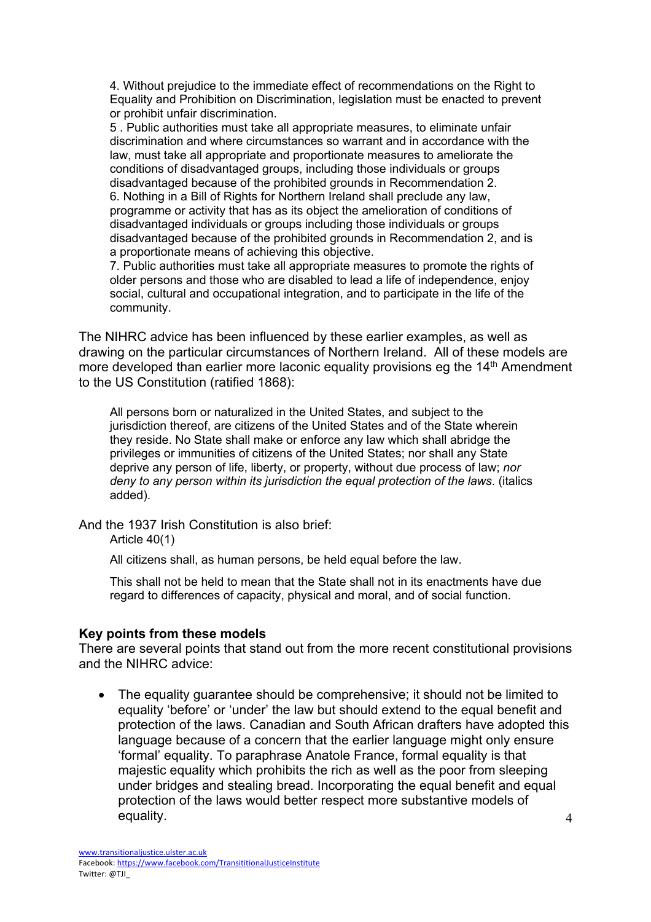> 4. Without prejudice to the immediate effect of recommendations on the Right to Equality and Prohibition on Discrimination, legislation must be enacted to prevent or prohibit unfair discrimination.
>
> 5 . Public authorities must take all appropriate measures, to eliminate unfair discrimination and where circumstances so warrant and in accordance with the law, must take all appropriate and proportionate measures to ameliorate the conditions of disadvantaged groups, including those individuals or groups disadvantaged because of the prohibited grounds in Recommendation 2.
>
> 6. Nothing in a Bill of Rights for Northern Ireland shall preclude any law, programme or activity that has as its object the amelioration of conditions of disadvantaged individuals or groups including those individuals or groups disadvantaged because of the prohibited grounds in Recommendation 2, and is a proportionate means of achieving this objective.
>
> 7. Public authorities must take all appropriate measures to promote the rights of older persons and those who are disabled to lead a life of independence, enjoy social, cultural and occupational integration, and to participate in the life of the community.

The NIHRC advice has been influenced by these earlier examples, as well as drawing on the particular circumstances of Northern Ireland. All of these models are more developed than earlier more laconic equality provisions eg the 14th Amendment to the US Constitution (ratified 1868):

> All persons born or naturalized in the United States, and subject to the jurisdiction thereof, are citizens of the United States and of the State wherein they reside. No State shall make or enforce any law which shall abridge the privileges or immunities of citizens of the United States; nor shall any State deprive any person of life, liberty, or property, without due process of law; *nor deny to any person within its jurisdiction the equal protection of the laws*. (italics added).

And the 1937 Irish Constitution is also brief:

> Article 40(1)
>
> All citizens shall, as human persons, be held equal before the law.
>
> This shall not be held to mean that the State shall not in its enactments have due regard to differences of capacity, physical and moral, and of social function.

**Key points from these models**

There are several points that stand out from the more recent constitutional provisions and the NIHRC advice:

- The equality guarantee should be comprehensive; it should not be limited to equality 'before' or 'under' the law but should extend to the equal benefit and protection of the laws. Canadian and South African drafters have adopted this language because of a concern that the earlier language might only ensure 'formal' equality. To paraphrase Anatole France, formal equality is that majestic equality which prohibits the rich as well as the poor from sleeping under bridges and stealing bread. Incorporating the equal benefit and equal protection of the laws would better respect more substantive models of equality.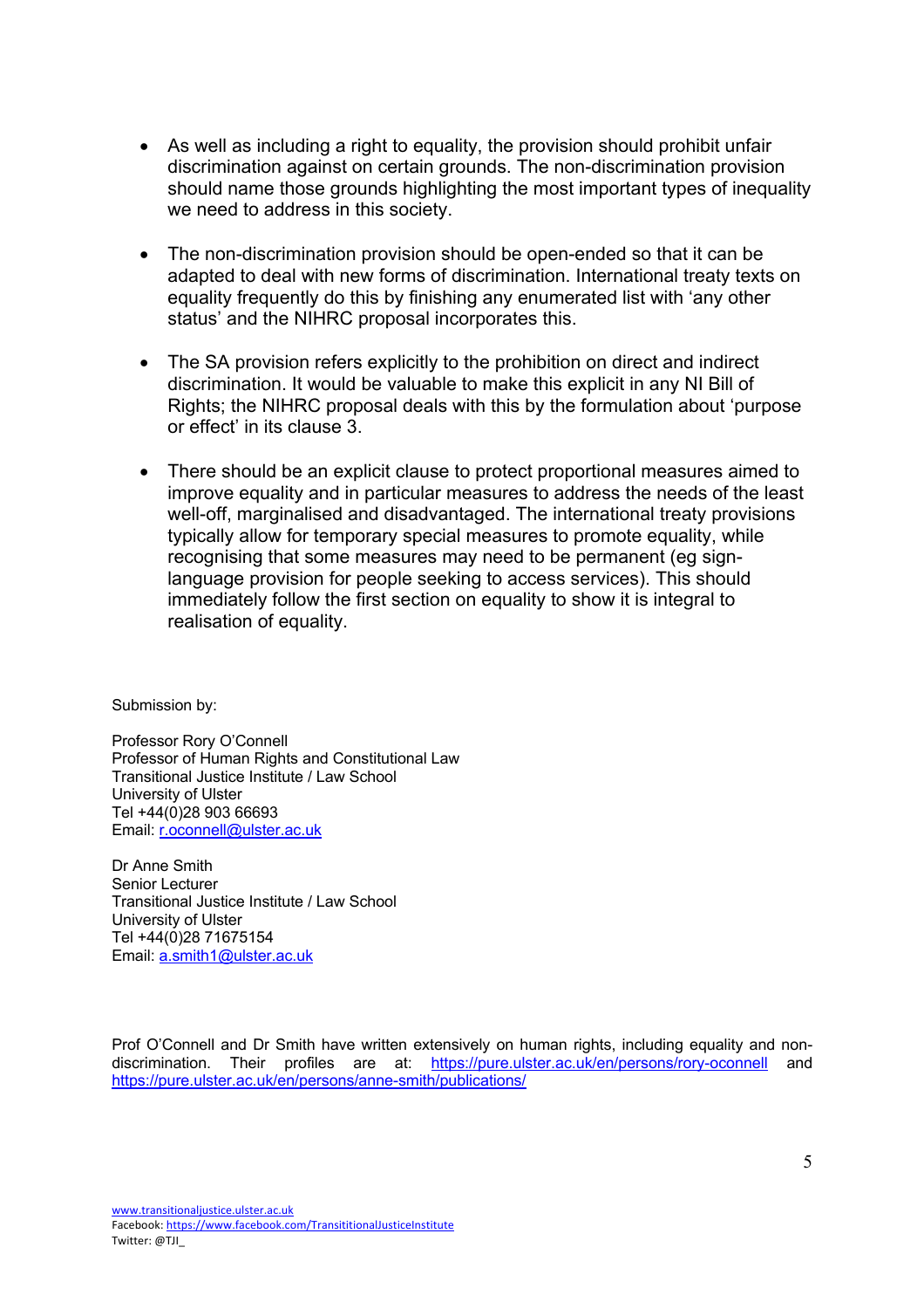- As well as including a right to equality, the provision should prohibit unfair discrimination against on certain grounds. The non-discrimination provision should name those grounds highlighting the most important types of inequality we need to address in this society.

- The non-discrimination provision should be open-ended so that it can be adapted to deal with new forms of discrimination. International treaty texts on equality frequently do this by finishing any enumerated list with 'any other status' and the NIHRC proposal incorporates this.

- The SA provision refers explicitly to the prohibition on direct and indirect discrimination. It would be valuable to make this explicit in any NI Bill of Rights; the NIHRC proposal deals with this by the formulation about 'purpose or effect' in its clause 3.

- There should be an explicit clause to protect proportional measures aimed to improve equality and in particular measures to address the needs of the least well-off, marginalised and disadvantaged. The international treaty provisions typically allow for temporary special measures to promote equality, while recognising that some measures may need to be permanent (eg sign-language provision for people seeking to access services). This should immediately follow the first section on equality to show it is integral to realisation of equality.

Submission by:

Professor Rory O'Connell
Professor of Human Rights and Constitutional Law
Transitional Justice Institute / Law School
University of Ulster
Tel +44(0)28 903 66693
Email: r.oconnell@ulster.ac.uk

Dr Anne Smith
Senior Lecturer
Transitional Justice Institute / Law School
University of Ulster
Tel +44(0)28 71675154
Email: a.smith1@ulster.ac.uk

Prof O'Connell and Dr Smith have written extensively on human rights, including equality and non-discrimination. Their profiles are at: https://pure.ulster.ac.uk/en/persons/rory-oconnell and https://pure.ulster.ac.uk/en/persons/anne-smith/publications/